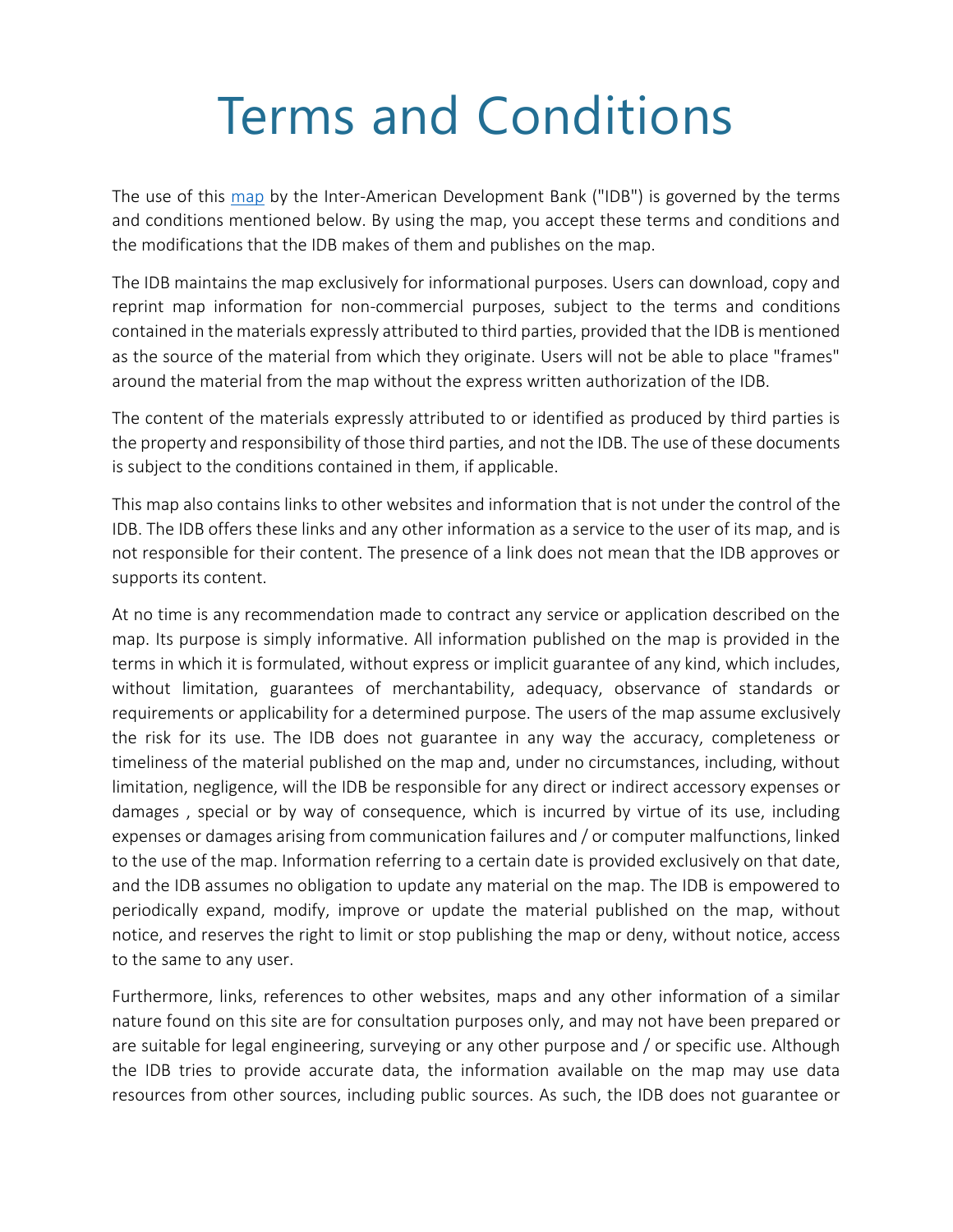# Terms and Conditions

The use of this map by the Inter-American Development Bank ("IDB") is governed by the terms and conditions mentioned below. By using the map, you accept these terms and conditions and the modifications that the IDB makes of them and publishes on the map.

The IDB maintains the map exclusively for informational purposes. Users can download, copy and reprint map information for non-commercial purposes, subject to the terms and conditions contained in the materials expressly attributed to third parties, provided that the IDB is mentioned as the source of the material from which they originate. Users will not be able to place "frames" around the material from the map without the express written authorization of the IDB.

The content of the materials expressly attributed to or identified as produced by third parties is the property and responsibility of those third parties, and not the IDB. The use of these documents is subject to the conditions contained in them, if applicable.

This map also contains links to other websites and information that is not under the control of the IDB. The IDB offers these links and any other information as a service to the user of its map, and is not responsible for their content. The presence of a link does not mean that the IDB approves or supports its content.

At no time is any recommendation made to contract any service or application described on the map. Its purpose is simply informative. All information published on the map is provided in the terms in which it is formulated, without express or implicit guarantee of any kind, which includes, without limitation, guarantees of merchantability, adequacy, observance of standards or requirements or applicability for a determined purpose. The users of the map assume exclusively the risk for its use. The IDB does not guarantee in any way the accuracy, completeness or timeliness of the material published on the map and, under no circumstances, including, without limitation, negligence, will the IDB be responsible for any direct or indirect accessory expenses or damages , special or by way of consequence, which is incurred by virtue of its use, including expenses or damages arising from communication failures and / or computer malfunctions, linked to the use of the map. Information referring to a certain date is provided exclusively on that date, and the IDB assumes no obligation to update any material on the map. The IDB is empowered to periodically expand, modify, improve or update the material published on the map, without notice, and reserves the right to limit or stop publishing the map or deny, without notice, access to the same to any user.

Furthermore, links, references to other websites, maps and any other information of a similar nature found on this site are for consultation purposes only, and may not have been prepared or are suitable for legal engineering, surveying or any other purpose and / or specific use. Although the IDB tries to provide accurate data, the information available on the map may use data resources from other sources, including public sources. As such, the IDB does not guarantee or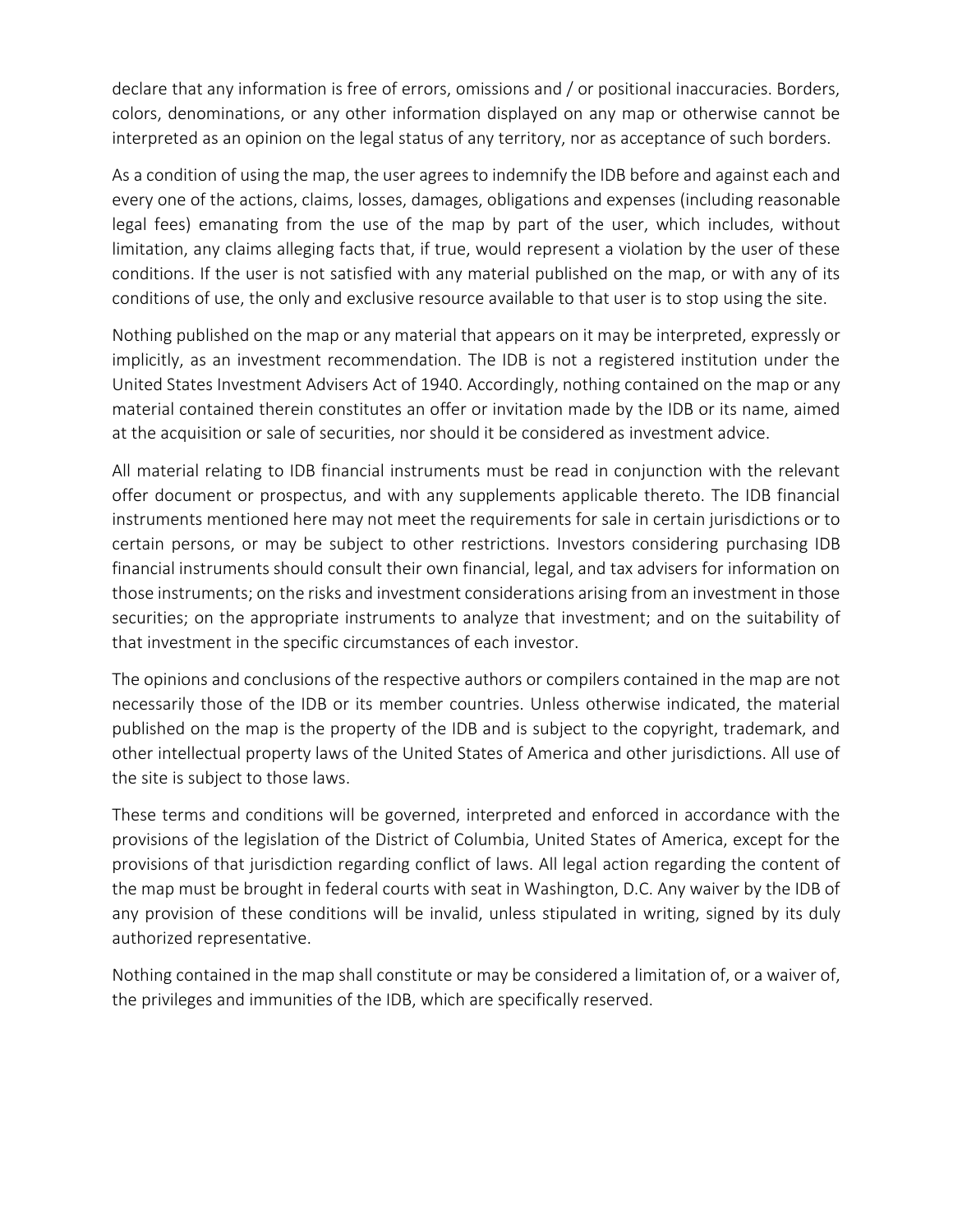declare that any information is free of errors, omissions and / or positional inaccuracies. Borders, colors, denominations, or any other information displayed on any map or otherwise cannot be interpreted as an opinion on the legal status of any territory, nor as acceptance of such borders.

As a condition of using the map, the user agrees to indemnify the IDB before and against each and every one of the actions, claims, losses, damages, obligations and expenses (including reasonable legal fees) emanating from the use of the map by part of the user, which includes, without limitation, any claims alleging facts that, if true, would represent a violation by the user of these conditions. If the user is not satisfied with any material published on the map, or with any of its conditions of use, the only and exclusive resource available to that user is to stop using the site.

Nothing published on the map or any material that appears on it may be interpreted, expressly or implicitly, as an investment recommendation. The IDB is not a registered institution under the United States Investment Advisers Act of 1940. Accordingly, nothing contained on the map or any material contained therein constitutes an offer or invitation made by the IDB or its name, aimed at the acquisition or sale of securities, nor should it be considered as investment advice.

All material relating to IDB financial instruments must be read in conjunction with the relevant offer document or prospectus, and with any supplements applicable thereto. The IDB financial instruments mentioned here may not meet the requirements for sale in certain jurisdictions or to certain persons, or may be subject to other restrictions. Investors considering purchasing IDB financial instruments should consult their own financial, legal, and tax advisers for information on those instruments; on the risks and investment considerations arising from an investment in those securities; on the appropriate instruments to analyze that investment; and on the suitability of that investment in the specific circumstances of each investor.

The opinions and conclusions of the respective authors or compilers contained in the map are not necessarily those of the IDB or its member countries. Unless otherwise indicated, the material published on the map is the property of the IDB and is subject to the copyright, trademark, and other intellectual property laws of the United States of America and other jurisdictions. All use of the site is subject to those laws.

These terms and conditions will be governed, interpreted and enforced in accordance with the provisions of the legislation of the District of Columbia, United States of America, except for the provisions of that jurisdiction regarding conflict of laws. All legal action regarding the content of the map must be brought in federal courts with seat in Washington, D.C. Any waiver by the IDB of any provision of these conditions will be invalid, unless stipulated in writing, signed by its duly authorized representative.

Nothing contained in the map shall constitute or may be considered a limitation of, or a waiver of, the privileges and immunities of the IDB, which are specifically reserved.